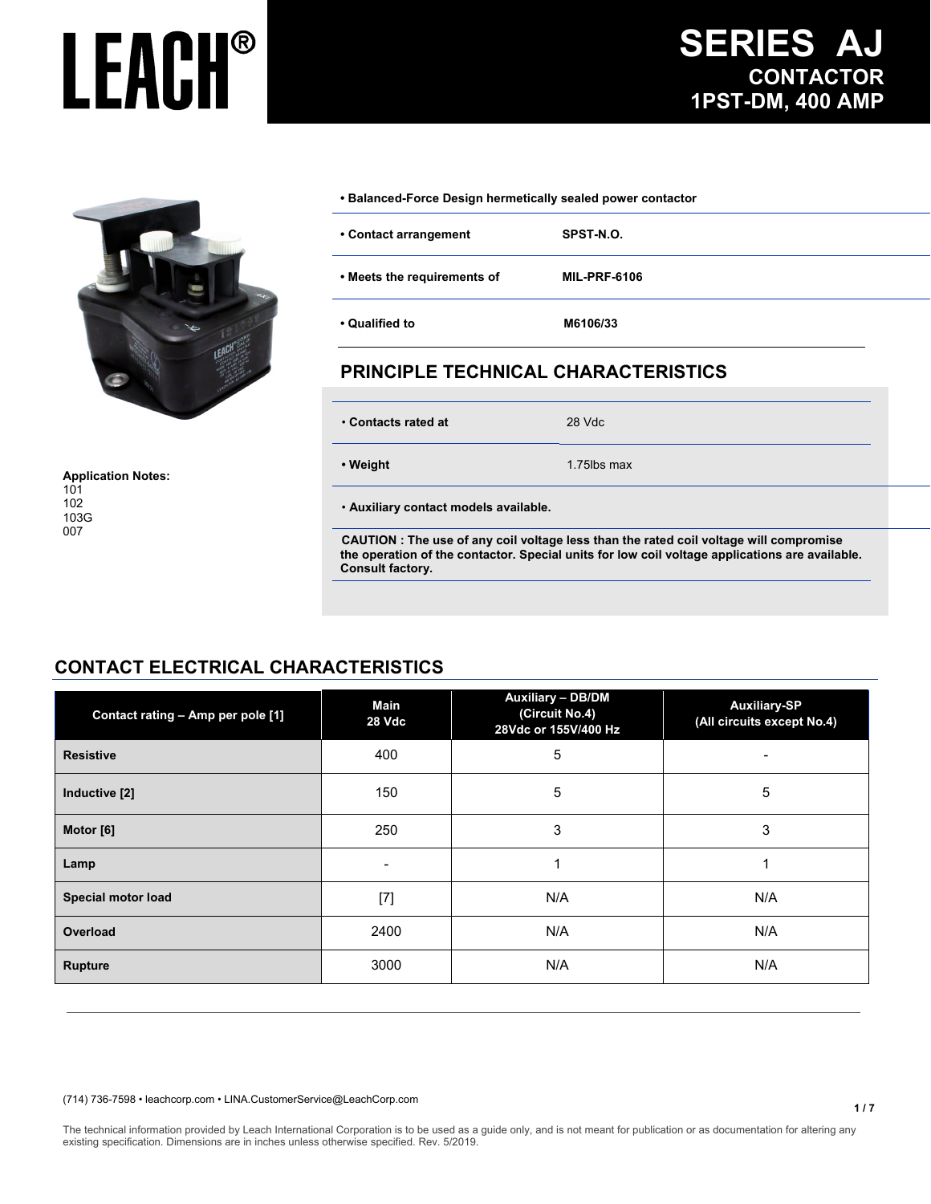# LEACH®

# SERIES AJ

## CONTACTOR 1PST-DM, 400 AMP

**Application Notes:**
101
102
103G
007

- **Balanced-Force Design hermetically sealed power contactor**

| | |
|---|---|
| **• Contact arrangement** | **SPST-N.O.** |
| **• Meets the requirements of** | **MIL-PRF-6106** |
| **• Qualified to** | **M6106/33** |

## PRINCIPLE TECHNICAL CHARACTERISTICS

| | |
|---|---|
| **• Contacts rated at** | 28 Vdc |
| **• Weight** | 1.75lbs max |

- **Auxiliary contact models available.**

**CAUTION : The use of any coil voltage less than the rated coil voltage will compromise the operation of the contactor. Special units for low coil voltage applications are available. Consult factory.**

## CONTACT ELECTRICAL CHARACTERISTICS

| Contact rating – Amp per pole [1] | Main 28 Vdc | Auxiliary – DB/DM (Circuit No.4) 28Vdc or 155V/400 Hz | Auxiliary-SP (All circuits except No.4) |
|---|---|---|---|
| **Resistive** | 400 | 5 | - |
| **Inductive [2]** | 150 | 5 | 5 |
| **Motor [6]** | 250 | 3 | 3 |
| **Lamp** | - | 1 | 1 |
| **Special motor load** | [7] | N/A | N/A |
| **Overload** | 2400 | N/A | N/A |
| **Rupture** | 3000 | N/A | N/A |

(714) 736-7598 • leachcorp.com • LINA.CustomerService@LeachCorp.com

The technical information provided by Leach International Corporation is to be used as a guide only, and is not meant for publication or as documentation for altering any existing specification. Dimensions are in inches unless otherwise specified. Rev. 5/2019.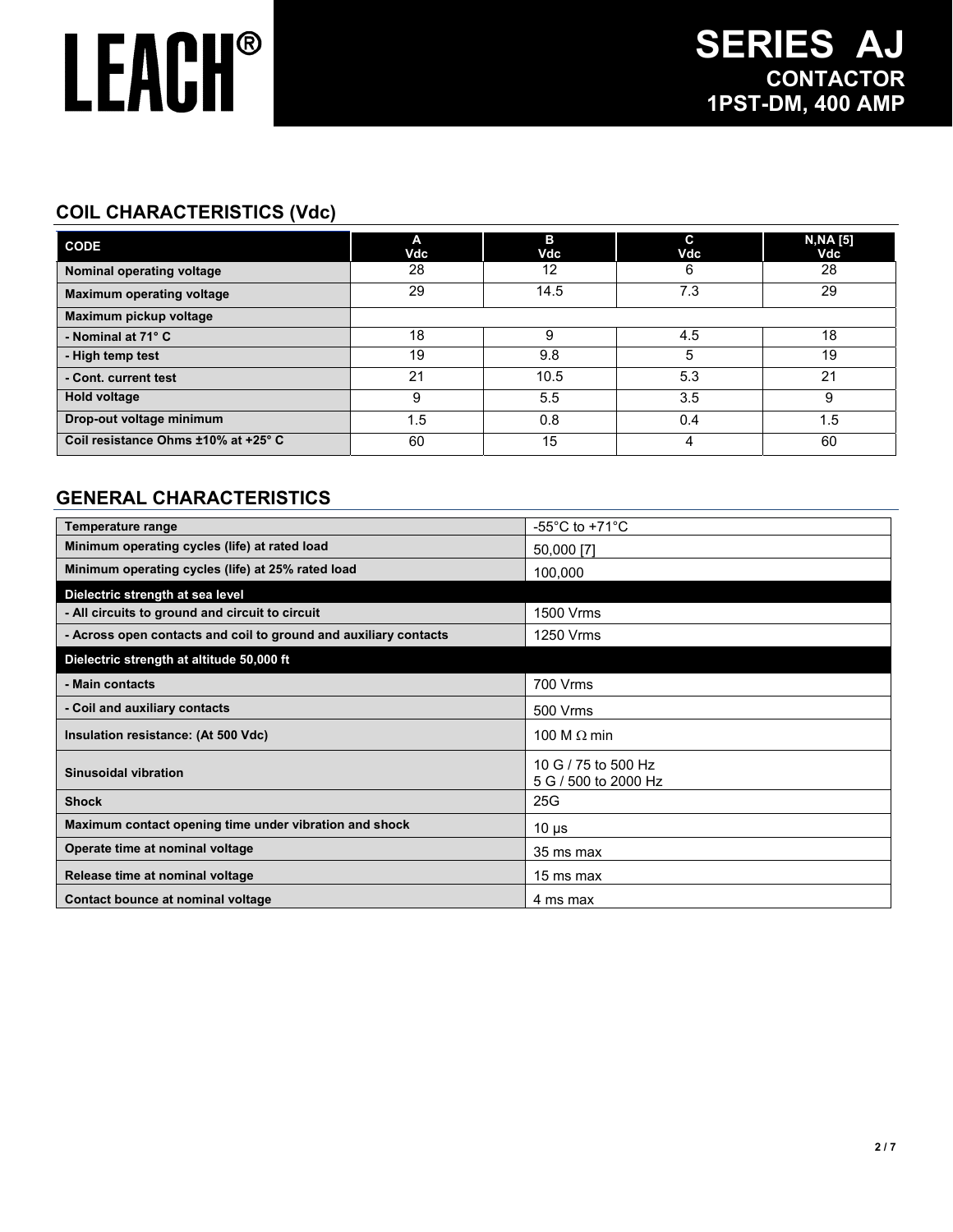# LEACH®

# SERIES AJ

## CONTACTOR
## 1PST-DM, 400 AMP

## COIL CHARACTERISTICS (Vdc)

| CODE | A Vdc | B Vdc | C Vdc | N,NA [5] Vdc |
|---|---|---|---|---|
| Nominal operating voltage | 28 | 12 | 6 | 28 |
| Maximum operating voltage | 29 | 14.5 | 7.3 | 29 |
| Maximum pickup voltage | | | | |
| - Nominal at 71° C | 18 | 9 | 4.5 | 18 |
| - High temp test | 19 | 9.8 | 5 | 19 |
| - Cont. current test | 21 | 10.5 | 5.3 | 21 |
| Hold voltage | 9 | 5.5 | 3.5 | 9 |
| Drop-out voltage minimum | 1.5 | 0.8 | 0.4 | 1.5 |
| Coil resistance Ohms ±10% at +25° C | 60 | 15 | 4 | 60 |

## GENERAL CHARACTERISTICS

| | |
|---|---|
| Temperature range | -55°C to +71°C |
| Minimum operating cycles (life) at rated load | 50,000 [7] |
| Minimum operating cycles (life) at 25% rated load | 100,000 |
| **Dielectric strength at sea level** | |
| - All circuits to ground and circuit to circuit | 1500 Vrms |
| - Across open contacts and coil to ground and auxiliary contacts | 1250 Vrms |
| **Dielectric strength at altitude 50,000 ft** | |
| - Main contacts | 700 Vrms |
| - Coil and auxiliary contacts | 500 Vrms |
| Insulation resistance: (At 500 Vdc) | 100 M Ω min |
| Sinusoidal vibration | 10 G / 75 to 500 Hz<br>5 G / 500 to 2000 Hz |
| Shock | 25G |
| Maximum contact opening time under vibration and shock | 10 µs |
| Operate time at nominal voltage | 35 ms max |
| Release time at nominal voltage | 15 ms max |
| Contact bounce at nominal voltage | 4 ms max |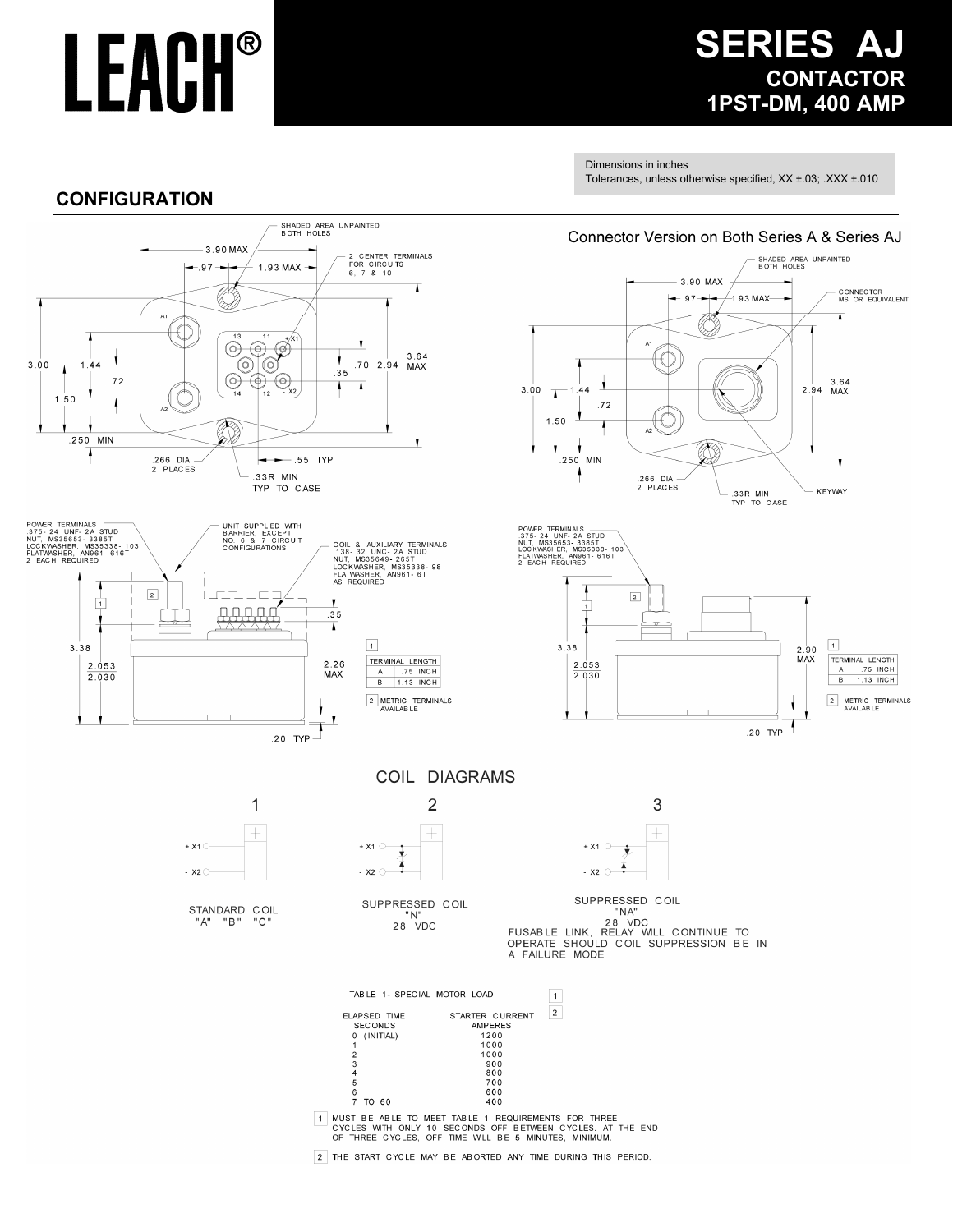# LEACH®

## SERIES AJ
### CONTACTOR
### 1PST-DM, 400 AMP

Dimensions in inches
Tolerances, unless otherwise specified, XX ±.03; .XXX ±.010

## CONFIGURATION

SHADED AREA UNPAINTED BOTH HOLES

3.90 MAX

.97

1.93 MAX

2 CENTER TERMINALS FOR CIRCUITS 6, 7 & 10

13 11 +X1

14 12 -X2

A1

A2

3.00 1.44 .72 1.50

.70 2.94 .35 3.64 MAX

.250 MIN

.266 DIA 2 PLACES

.55 TYP

.33R MIN TYP TO CASE

Connector Version on Both Series A & Series AJ

SHADED AREA UNPAINTED BOTH HOLES

3.90 MAX

.97

1.93 MAX

CONNECTOR MS OR EQUIVALENT

3.00 1.44 .72 1.50

2.94 3.64 MAX

.250 MIN

.266 DIA 2 PLACES

.33R MIN TYP TO CASE

KEYWAY

POWER TERMINALS
.375-24 UNF-2A STUD
NUT, MS35653-3385T
LOCKWASHER, MS35338-103
FLATWASHER, AN961-616T
2 EACH REQUIRED

UNIT SUPPLIED WITH BARRIER, EXCEPT NO 6 & 7 CIRCUIT CONFIGURATIONS

COIL & AUXILIARY TERMINALS
.138-32 UNC-2A STUD
NUT, MS35649-265T
LOCKWASHER, MS35338-98
FLATWASHER, AN961-6T
AS REQUIRED

3.38

2.053 / 2.030

.35

2.26 MAX

.20 TYP

POWER TERMINALS
.375-24 UNF-2A STUD
NUT, MS35653-3385T
LOCKWASHER, MS35338-103
FLATWASHER, AN961-616T
2 EACH REQUIRED

3.38

2.053 / 2.030

2.90 MAX

.20 TYP

| TERMINAL | LENGTH |
|---|---|
| A | .75 INCH |
| B | 1.13 INCH |

[2] METRIC TERMINALS AVAILABLE

## COIL DIAGRAMS

1 — STANDARD COIL "A" "B" "C"

2 — SUPPRESSED COIL "N" 28 VDC

3 — SUPPRESSED COIL "NA" 28 VDC
FUSABLE LINK, RELAY WILL CONTINUE TO OPERATE SHOULD COIL SUPPRESSION BE IN A FAILURE MODE

TABLE 1- SPECIAL MOTOR LOAD [1] [2]

| ELAPSED TIME SECONDS | STARTER CURRENT AMPERES |
|---|---|
| 0 (INITIAL) | 1200 |
| 1 | 1000 |
| 2 | 1000 |
| 3 | 900 |
| 4 | 800 |
| 5 | 700 |
| 6 | 600 |
| 7 TO 60 | 400 |

[1] MUST BE ABLE TO MEET TABLE 1 REQUIREMENTS FOR THREE CYCLES WITH ONLY 10 SECONDS OFF BETWEEN CYCLES. AT THE END OF THREE CYCLES, OFF TIME WILL BE 5 MINUTES, MINIMUM.

[2] THE START CYCLE MAY BE ABORTED ANY TIME DURING THIS PERIOD.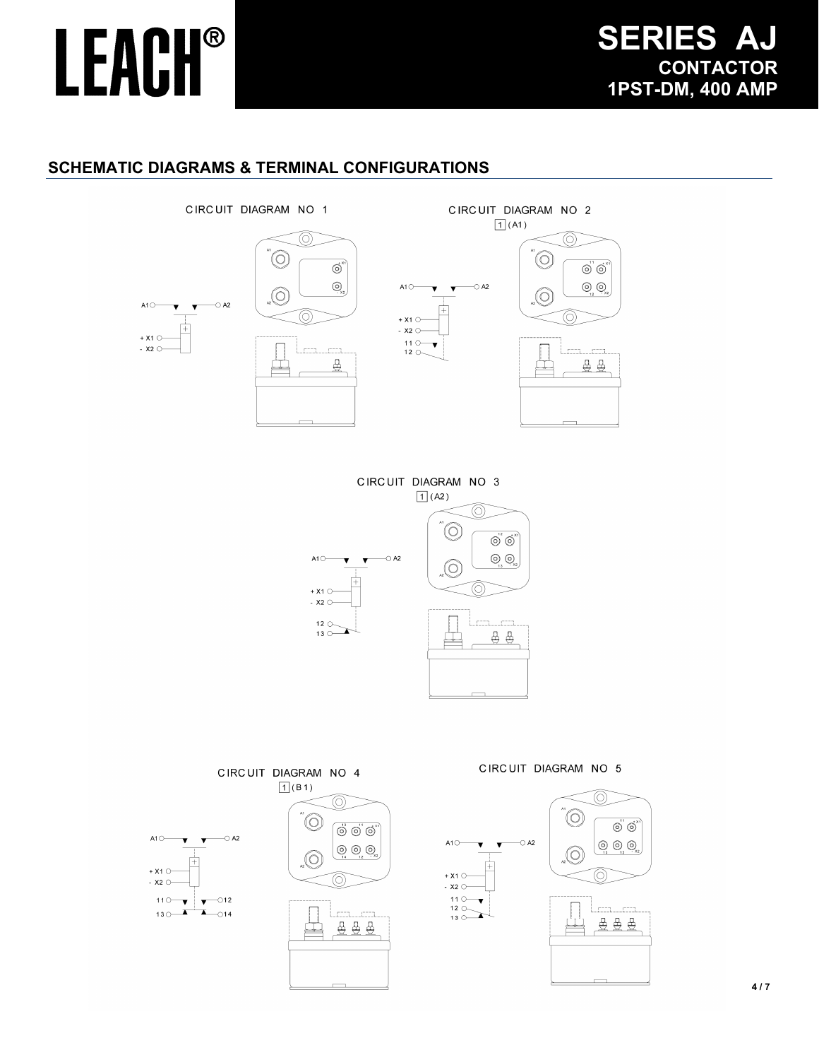# SERIES AJ
## CONTACTOR
## 1PST-DM, 400 AMP

## SCHEMATIC DIAGRAMS & TERMINAL CONFIGURATIONS

CIRCUIT DIAGRAM NO 1

A1 A2 + X1 - X2

CIRCUIT DIAGRAM NO 2

1 (A1)

A1 A2 + X1 - X2 11 12

CIRCUIT DIAGRAM NO 3

1 (A2)

A1 A2 + X1 - X2 12 13

CIRCUIT DIAGRAM NO 4

1 (B1)

A1 A2 + X1 - X2 11 12 13 14

CIRCUIT DIAGRAM NO 5

A1 A2 + X1 - X2 11 12 13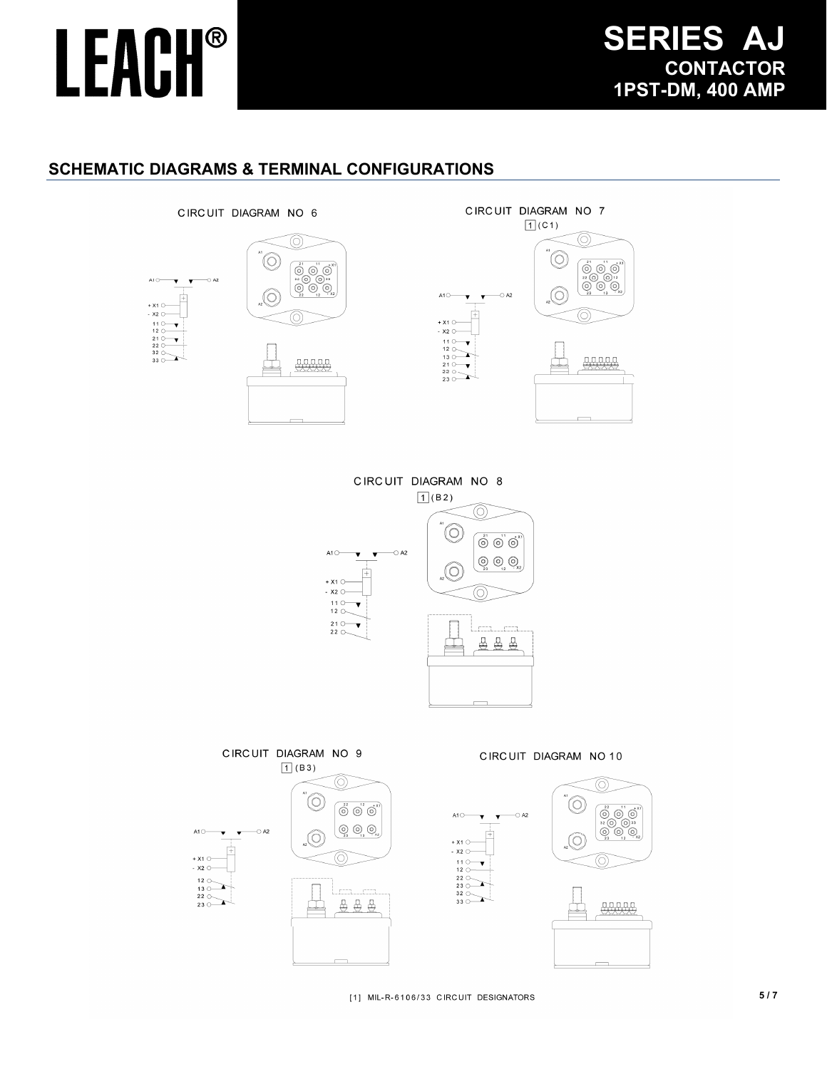## SCHEMATIC DIAGRAMS & TERMINAL CONFIGURATIONS

CIRCUIT DIAGRAM NO 6

A1 A2
+X1
-X2
11
12
21
22
32
33

CIRCUIT DIAGRAM NO 7

1 (C1)

A1 A2
+X1
-X2
11
12
13
21
22
23

CIRCUIT DIAGRAM NO 8

1 (B2)

A1 A2
+X1
-X2
11
12
21
22

CIRCUIT DIAGRAM NO 9

1 (B3)

A1 A2
+X1
-X2
12
13
22
23

CIRCUIT DIAGRAM NO 10

A1 A2
+X1
-X2
11
12
22
23
32
33

[1] MIL-R-6106/33 CIRCUIT DESIGNATORS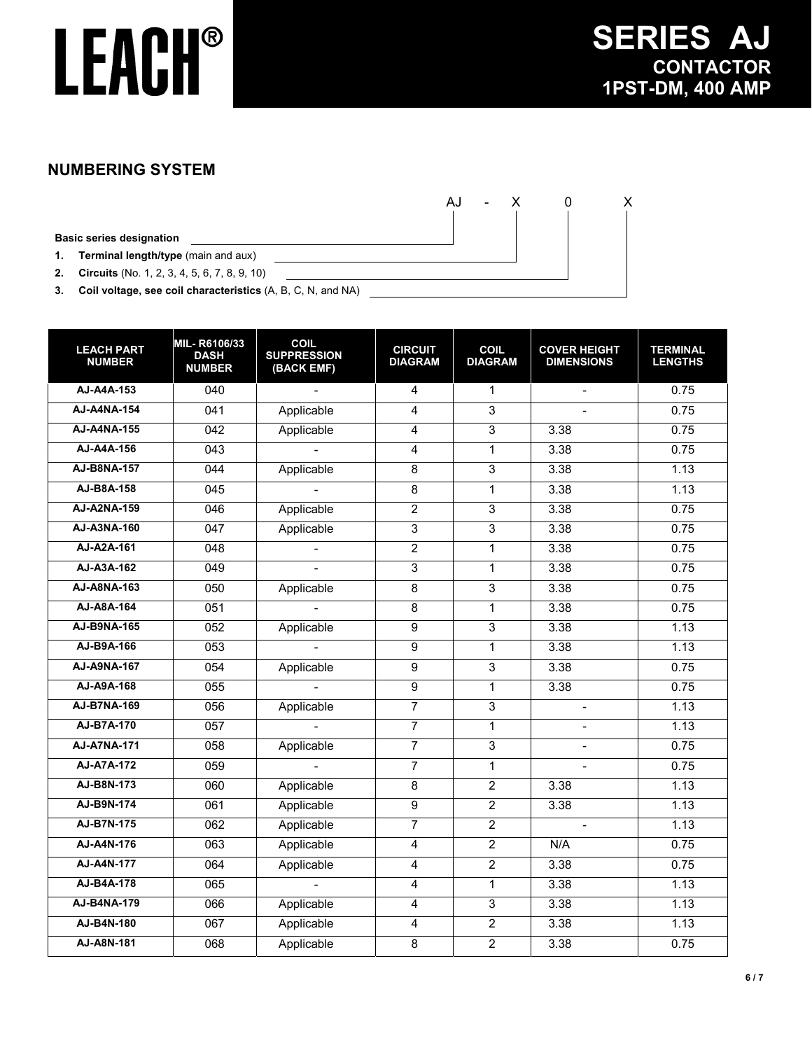# LEACH®

# SERIES AJ
## CONTACTOR
## 1PST-DM, 400 AMP

## NUMBERING SYSTEM

AJ - X 0 X

**Basic series designation**

1. **Terminal length/type** (main and aux)
2. **Circuits** (No. 1, 2, 3, 4, 5, 6, 7, 8, 9, 10)
3. **Coil voltage, see coil characteristics** (A, B, C, N, and NA)

| LEACH PART NUMBER | MIL- R6106/33 DASH NUMBER | COIL SUPPRESSION (BACK EMF) | CIRCUIT DIAGRAM | COIL DIAGRAM | COVER HEIGHT DIMENSIONS | TERMINAL LENGTHS |
|---|---|---|---|---|---|---|
| AJ-A4A-153 | 040 | - | 4 | 1 | - | 0.75 |
| AJ-A4NA-154 | 041 | Applicable | 4 | 3 | - | 0.75 |
| AJ-A4NA-155 | 042 | Applicable | 4 | 3 | 3.38 | 0.75 |
| AJ-A4A-156 | 043 | - | 4 | 1 | 3.38 | 0.75 |
| AJ-B8NA-157 | 044 | Applicable | 8 | 3 | 3.38 | 1.13 |
| AJ-B8A-158 | 045 | - | 8 | 1 | 3.38 | 1.13 |
| AJ-A2NA-159 | 046 | Applicable | 2 | 3 | 3.38 | 0.75 |
| AJ-A3NA-160 | 047 | Applicable | 3 | 3 | 3.38 | 0.75 |
| AJ-A2A-161 | 048 | - | 2 | 1 | 3.38 | 0.75 |
| AJ-A3A-162 | 049 | - | 3 | 1 | 3.38 | 0.75 |
| AJ-A8NA-163 | 050 | Applicable | 8 | 3 | 3.38 | 0.75 |
| AJ-A8A-164 | 051 | - | 8 | 1 | 3.38 | 0.75 |
| AJ-B9NA-165 | 052 | Applicable | 9 | 3 | 3.38 | 1.13 |
| AJ-B9A-166 | 053 | - | 9 | 1 | 3.38 | 1.13 |
| AJ-A9NA-167 | 054 | Applicable | 9 | 3 | 3.38 | 0.75 |
| AJ-A9A-168 | 055 | - | 9 | 1 | 3.38 | 0.75 |
| AJ-B7NA-169 | 056 | Applicable | 7 | 3 | - | 1.13 |
| AJ-B7A-170 | 057 | - | 7 | 1 | - | 1.13 |
| AJ-A7NA-171 | 058 | Applicable | 7 | 3 | - | 0.75 |
| AJ-A7A-172 | 059 | - | 7 | 1 | - | 0.75 |
| AJ-B8N-173 | 060 | Applicable | 8 | 2 | 3.38 | 1.13 |
| AJ-B9N-174 | 061 | Applicable | 9 | 2 | 3.38 | 1.13 |
| AJ-B7N-175 | 062 | Applicable | 7 | 2 | - | 1.13 |
| AJ-A4N-176 | 063 | Applicable | 4 | 2 | N/A | 0.75 |
| AJ-A4N-177 | 064 | Applicable | 4 | 2 | 3.38 | 0.75 |
| AJ-B4A-178 | 065 | - | 4 | 1 | 3.38 | 1.13 |
| AJ-B4NA-179 | 066 | Applicable | 4 | 3 | 3.38 | 1.13 |
| AJ-B4N-180 | 067 | Applicable | 4 | 2 | 3.38 | 1.13 |
| AJ-A8N-181 | 068 | Applicable | 8 | 2 | 3.38 | 0.75 |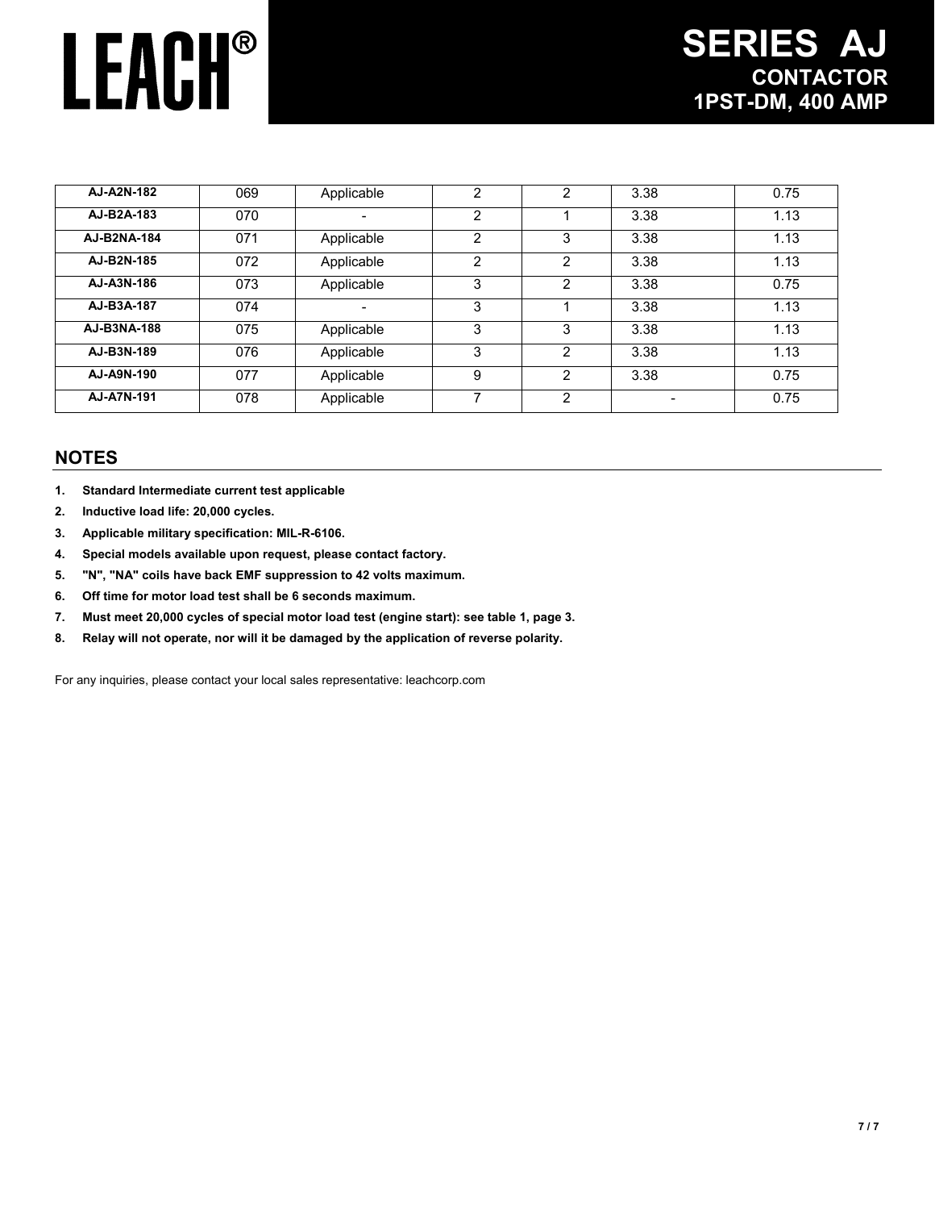# LEACH®

# SERIES AJ
## CONTACTOR
## 1PST-DM, 400 AMP

| | | | | | | |
|---|---|---|---|---|---|---|
| **AJ-A2N-182** | 069 | Applicable | 2 | 2 | 3.38 | 0.75 |
| **AJ-B2A-183** | 070 | - | 2 | 1 | 3.38 | 1.13 |
| **AJ-B2NA-184** | 071 | Applicable | 2 | 3 | 3.38 | 1.13 |
| **AJ-B2N-185** | 072 | Applicable | 2 | 2 | 3.38 | 1.13 |
| **AJ-A3N-186** | 073 | Applicable | 3 | 2 | 3.38 | 0.75 |
| **AJ-B3A-187** | 074 | - | 3 | 1 | 3.38 | 1.13 |
| **AJ-B3NA-188** | 075 | Applicable | 3 | 3 | 3.38 | 1.13 |
| **AJ-B3N-189** | 076 | Applicable | 3 | 2 | 3.38 | 1.13 |
| **AJ-A9N-190** | 077 | Applicable | 9 | 2 | 3.38 | 0.75 |
| **AJ-A7N-191** | 078 | Applicable | 7 | 2 | - | 0.75 |

## NOTES

1. **Standard Intermediate current test applicable**
2. **Inductive load life: 20,000 cycles.**
3. **Applicable military specification: MIL-R-6106.**
4. **Special models available upon request, please contact factory.**
5. **"N", "NA" coils have back EMF suppression to 42 volts maximum.**
6. **Off time for motor load test shall be 6 seconds maximum.**
7. **Must meet 20,000 cycles of special motor load test (engine start): see table 1, page 3.**
8. **Relay will not operate, nor will it be damaged by the application of reverse polarity.**

For any inquiries, please contact your local sales representative: leachcorp.com